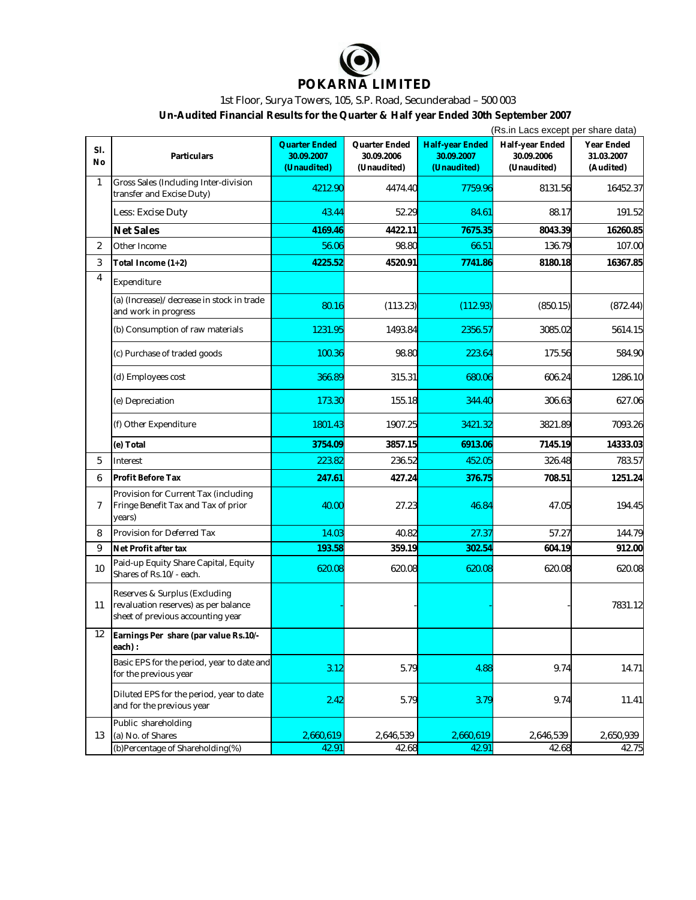# POKARNA LIMITED

1st Floor, Surya Towers, 105, S.P. Road, Secunderabad – 500 003

## Un-Audited Financial Results for the Quarter & Half year Ended 30th September 2007

(Rs.in Lacs except per share data)

| Sl. No | Particulars | Quarter Ended 30.09.2007 (Unaudited) | Quarter Ended 30.09.2006 (Unaudited) | Half-year Ended 30.09.2007 (Unaudited) | Half-year Ended 30.09.2006 (Unaudited) | Year Ended 31.03.2007 (Audited) |
|---|---|---|---|---|---|---|
| 1 | Gross Sales (Including Inter-division transfer and Excise Duty) | 4212.90 | 4474.40 | 7759.96 | 8131.56 | 16452.37 |
| | Less: Excise Duty | 43.44 | 52.29 | 84.61 | 88.17 | 191.52 |
| | **Net Sales** | **4169.46** | **4422.11** | **7675.35** | **8043.39** | **16260.85** |
| 2 | Other Income | 56.06 | 98.80 | 66.51 | 136.79 | 107.00 |
| 3 | **Total Income (1+2)** | **4225.52** | **4520.91** | **7741.86** | **8180.18** | **16367.85** |
| 4 | Expenditure | | | | | |
| | (a) (Increase)/ decrease in stock in trade and work in progress | 80.16 | (113.23) | (112.93) | (850.15) | (872.44) |
| | (b) Consumption of raw materials | 1231.95 | 1493.84 | 2356.57 | 3085.02 | 5614.15 |
| | (c) Purchase of traded goods | 100.36 | 98.80 | 223.64 | 175.56 | 584.90 |
| | (d) Employees cost | 366.89 | 315.31 | 680.06 | 606.24 | 1286.10 |
| | (e) Depreciation | 173.30 | 155.18 | 344.40 | 306.63 | 627.06 |
| | (f) Other Expenditure | 1801.43 | 1907.25 | 3421.32 | 3821.89 | 7093.26 |
| | **(e) Total** | **3754.09** | **3857.15** | **6913.06** | **7145.19** | **14333.03** |
| 5 | Interest | 223.82 | 236.52 | 452.05 | 326.48 | 783.57 |
| 6 | **Profit Before Tax** | **247.61** | **427.24** | **376.75** | **708.51** | **1251.24** |
| 7 | Provision for Current Tax (including Fringe Benefit Tax and Tax of prior years) | 40.00 | 27.23 | 46.84 | 47.05 | 194.45 |
| 8 | Provision for Deferred Tax | 14.03 | 40.82 | 27.37 | 57.27 | 144.79 |
| 9 | **Net Profit after tax** | **193.58** | **359.19** | **302.54** | **604.19** | **912.00** |
| 10 | Paid-up Equity Share Capital, Equity Shares of Rs.10/- each. | 620.08 | 620.08 | 620.08 | 620.08 | 620.08 |
| 11 | Reserves & Surplus (Excluding revaluation reserves) as per balance sheet of previous accounting year | - | - | - | - | 7831.12 |
| 12 | **Earnings Per share (par value Rs.10/- each) :** | | | | | |
| | Basic EPS for the period, year to date and for the previous year | 3.12 | 5.79 | 4.88 | 9.74 | 14.71 |
| | Diluted EPS for the period, year to date and for the previous year | 2.42 | 5.79 | 3.79 | 9.74 | 11.41 |
| 13 | Public shareholding<br>(a) No. of Shares | 2,660,619 | 2,646,539 | 2,660,619 | 2,646,539 | 2,650,939 |
| | (b)Percentage of Shareholding(%) | 42.91 | 42.68 | 42.91 | 42.68 | 42.75 |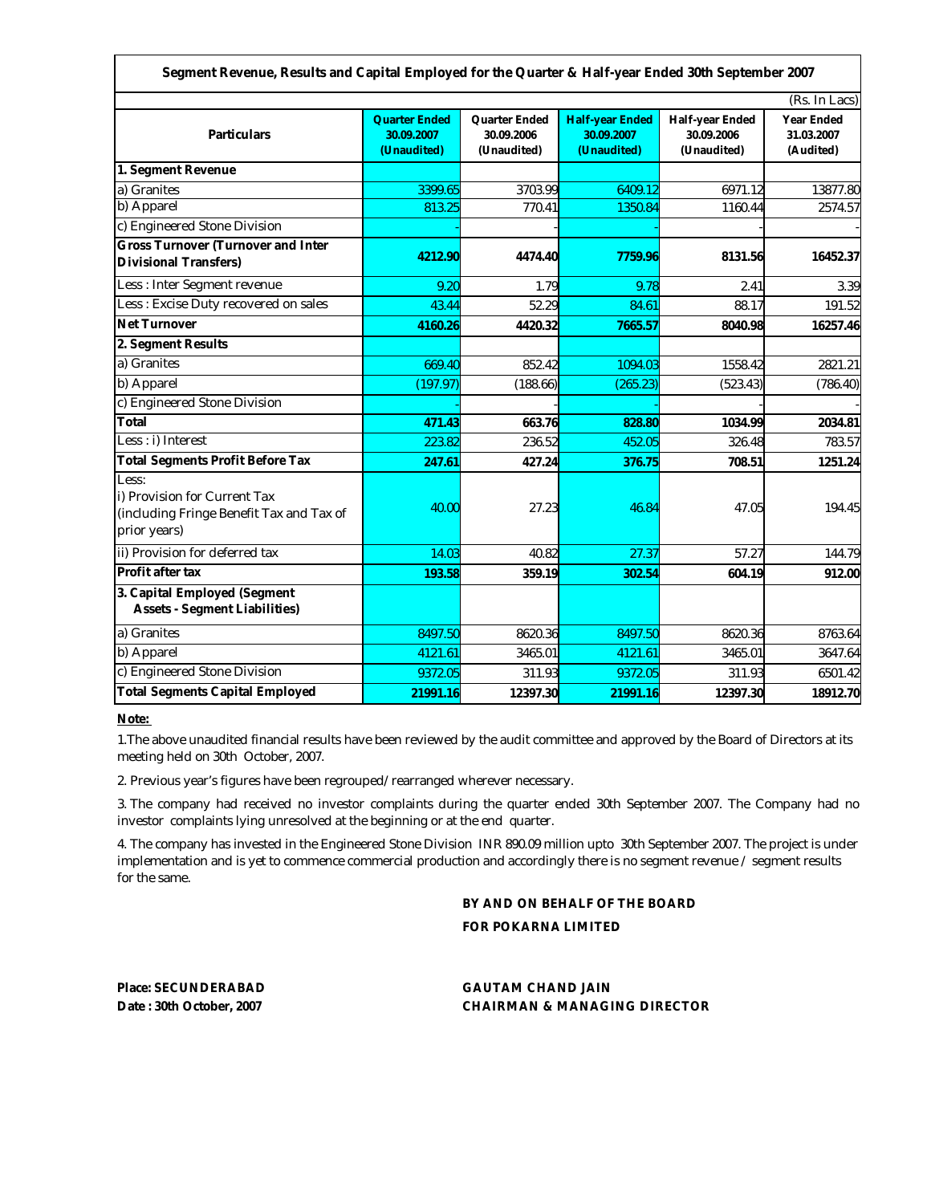## Segment Revenue, Results and Capital Employed for the Quarter & Half-year Ended 30th September 2007

(Rs. In Lacs)

| Particulars | Quarter Ended 30.09.2007 (Unaudited) | Quarter Ended 30.09.2006 (Unaudited) | Half-year Ended 30.09.2007 (Unaudited) | Half-year Ended 30.09.2006 (Unaudited) | Year Ended 31.03.2007 (Audited) |
|---|---|---|---|---|---|
| **1. Segment Revenue** | | | | | |
| a) Granites | 3399.65 | 3703.99 | 6409.12 | 6971.12 | 13877.80 |
| b) Apparel | 813.25 | 770.41 | 1350.84 | 1160.44 | 2574.57 |
| c) Engineered Stone Division | - | - | - | - | - |
| **Gross Turnover (Turnover and Inter Divisional Transfers)** | **4212.90** | **4474.40** | **7759.96** | **8131.56** | **16452.37** |
| Less : Inter Segment revenue | 9.20 | 1.79 | 9.78 | 2.41 | 3.39 |
| Less : Excise Duty recovered on sales | 43.44 | 52.29 | 84.61 | 88.17 | 191.52 |
| **Net Turnover** | **4160.26** | **4420.32** | **7665.57** | **8040.98** | **16257.46** |
| **2. Segment Results** | | | | | |
| a) Granites | 669.40 | 852.42 | 1094.03 | 1558.42 | 2821.21 |
| b) Apparel | (197.97) | (188.66) | (265.23) | (523.43) | (786.40) |
| c) Engineered Stone Division | - | - | - | - | - |
| **Total** | **471.43** | **663.76** | **828.80** | **1034.99** | **2034.81** |
| Less : i) Interest | 223.82 | 236.52 | 452.05 | 326.48 | 783.57 |
| **Total Segments Profit Before Tax** | **247.61** | **427.24** | **376.75** | **708.51** | **1251.24** |
| Less:<br>i) Provision for Current Tax (including Fringe Benefit Tax and Tax of prior years) | 40.00 | 27.23 | 46.84 | 47.05 | 194.45 |
| ii) Provision for deferred tax | 14.03 | 40.82 | 27.37 | 57.27 | 144.79 |
| **Profit after tax** | **193.58** | **359.19** | **302.54** | **604.19** | **912.00** |
| **3. Capital Employed (Segment Assets - Segment Liabilities)** | | | | | |
| a) Granites | 8497.50 | 8620.36 | 8497.50 | 8620.36 | 8763.64 |
| b) Apparel | 4121.61 | 3465.01 | 4121.61 | 3465.01 | 3647.64 |
| c) Engineered Stone Division | 9372.05 | 311.93 | 9372.05 | 311.93 | 6501.42 |
| **Total Segments Capital Employed** | **21991.16** | **12397.30** | **21991.16** | **12397.30** | **18912.70** |

**Note:**

1.The above unaudited financial results have been reviewed by the audit committee and approved by the Board of Directors at its meeting held on 30th October, 2007.

2. Previous year's figures have been regrouped/rearranged wherever necessary.

3. The company had received no investor complaints during the quarter ended 30th September 2007. The Company had no investor complaints lying unresolved at the beginning or at the end quarter.

4. The company has invested in the Engineered Stone Division INR 890.09 million upto 30th September 2007. The project is under implementation and is yet to commence commercial production and accordingly there is no segment revenue / segment results for the same.

**BY AND ON BEHALF OF THE BOARD**

**FOR POKARNA LIMITED**

**Place: SECUNDERABAD**
**Date : 30th October, 2007**

**GAUTAM CHAND JAIN**
**CHAIRMAN & MANAGING DIRECTOR**